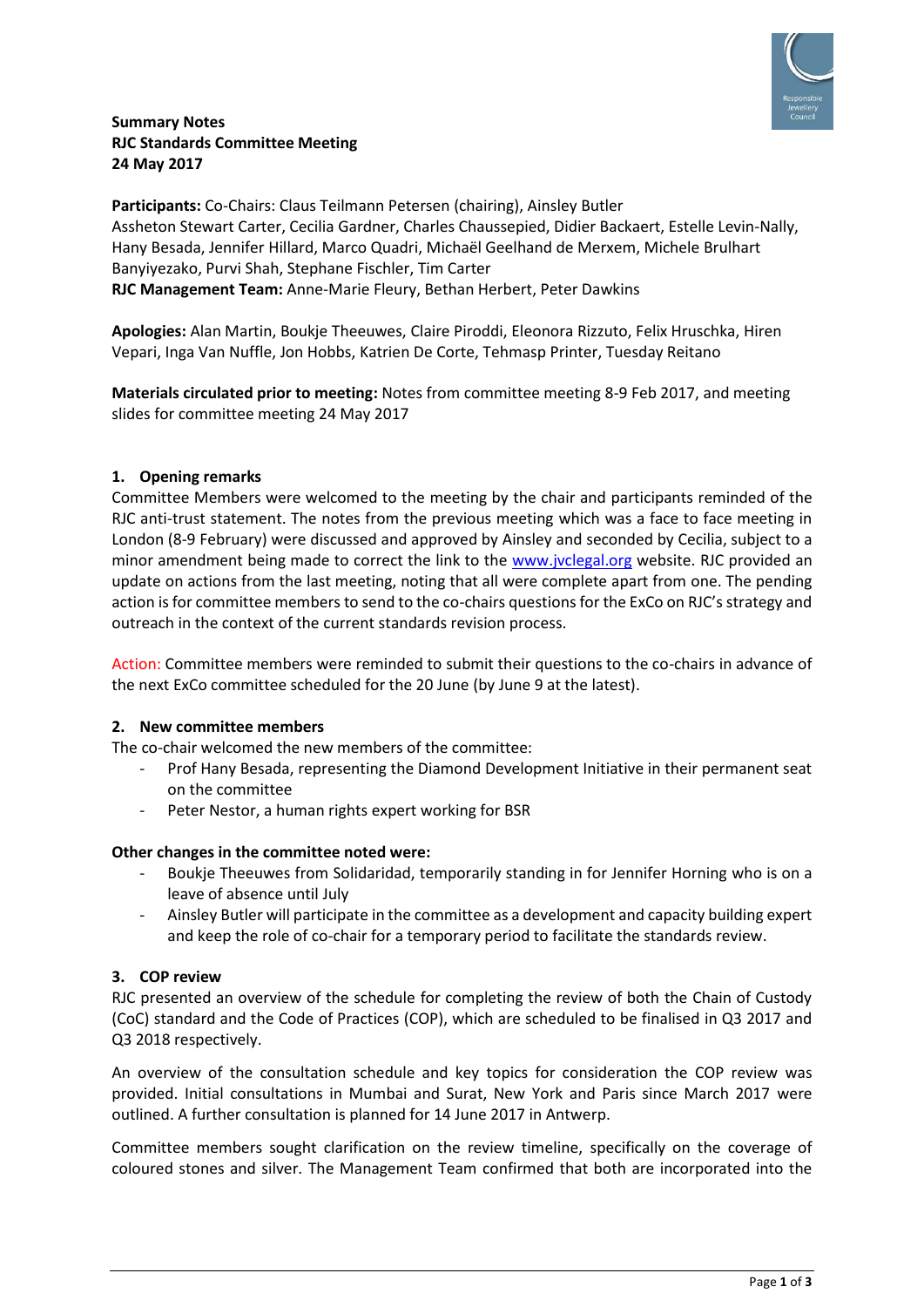**Summary Notes**
**RJC Standards Committee Meeting**
**24 May 2017**

**Participants:** Co-Chairs: Claus Teilmann Petersen (chairing), Ainsley Butler
Assheton Stewart Carter, Cecilia Gardner, Charles Chaussepied, Didier Backaert, Estelle Levin-Nally, Hany Besada, Jennifer Hillard, Marco Quadri, Michaël Geelhand de Merxem, Michele Brulhart Banyiyezako, Purvi Shah, Stephane Fischler, Tim Carter
**RJC Management Team:** Anne-Marie Fleury, Bethan Herbert, Peter Dawkins

**Apologies:** Alan Martin, Boukje Theeuwes, Claire Piroddi, Eleonora Rizzuto, Felix Hruschka, Hiren Vepari, Inga Van Nuffle, Jon Hobbs, Katrien De Corte, Tehmasp Printer, Tuesday Reitano

**Materials circulated prior to meeting:** Notes from committee meeting 8-9 Feb 2017, and meeting slides for committee meeting 24 May 2017

## 1. Opening remarks

Committee Members were welcomed to the meeting by the chair and participants reminded of the RJC anti-trust statement. The notes from the previous meeting which was a face to face meeting in London (8-9 February) were discussed and approved by Ainsley and seconded by Cecilia, subject to a minor amendment being made to correct the link to the www.jvclegal.org website. RJC provided an update on actions from the last meeting, noting that all were complete apart from one. The pending action is for committee members to send to the co-chairs questions for the ExCo on RJC's strategy and outreach in the context of the current standards revision process.

Action: Committee members were reminded to submit their questions to the co-chairs in advance of the next ExCo committee scheduled for the 20 June (by June 9 at the latest).

## 2. New committee members

The co-chair welcomed the new members of the committee:

- Prof Hany Besada, representing the Diamond Development Initiative in their permanent seat on the committee
- Peter Nestor, a human rights expert working for BSR

**Other changes in the committee noted were:**

- Boukje Theeuwes from Solidaridad, temporarily standing in for Jennifer Horning who is on a leave of absence until July
- Ainsley Butler will participate in the committee as a development and capacity building expert and keep the role of co-chair for a temporary period to facilitate the standards review.

## 3. COP review

RJC presented an overview of the schedule for completing the review of both the Chain of Custody (CoC) standard and the Code of Practices (COP), which are scheduled to be finalised in Q3 2017 and Q3 2018 respectively.

An overview of the consultation schedule and key topics for consideration the COP review was provided. Initial consultations in Mumbai and Surat, New York and Paris since March 2017 were outlined. A further consultation is planned for 14 June 2017 in Antwerp.

Committee members sought clarification on the review timeline, specifically on the coverage of coloured stones and silver. The Management Team confirmed that both are incorporated into the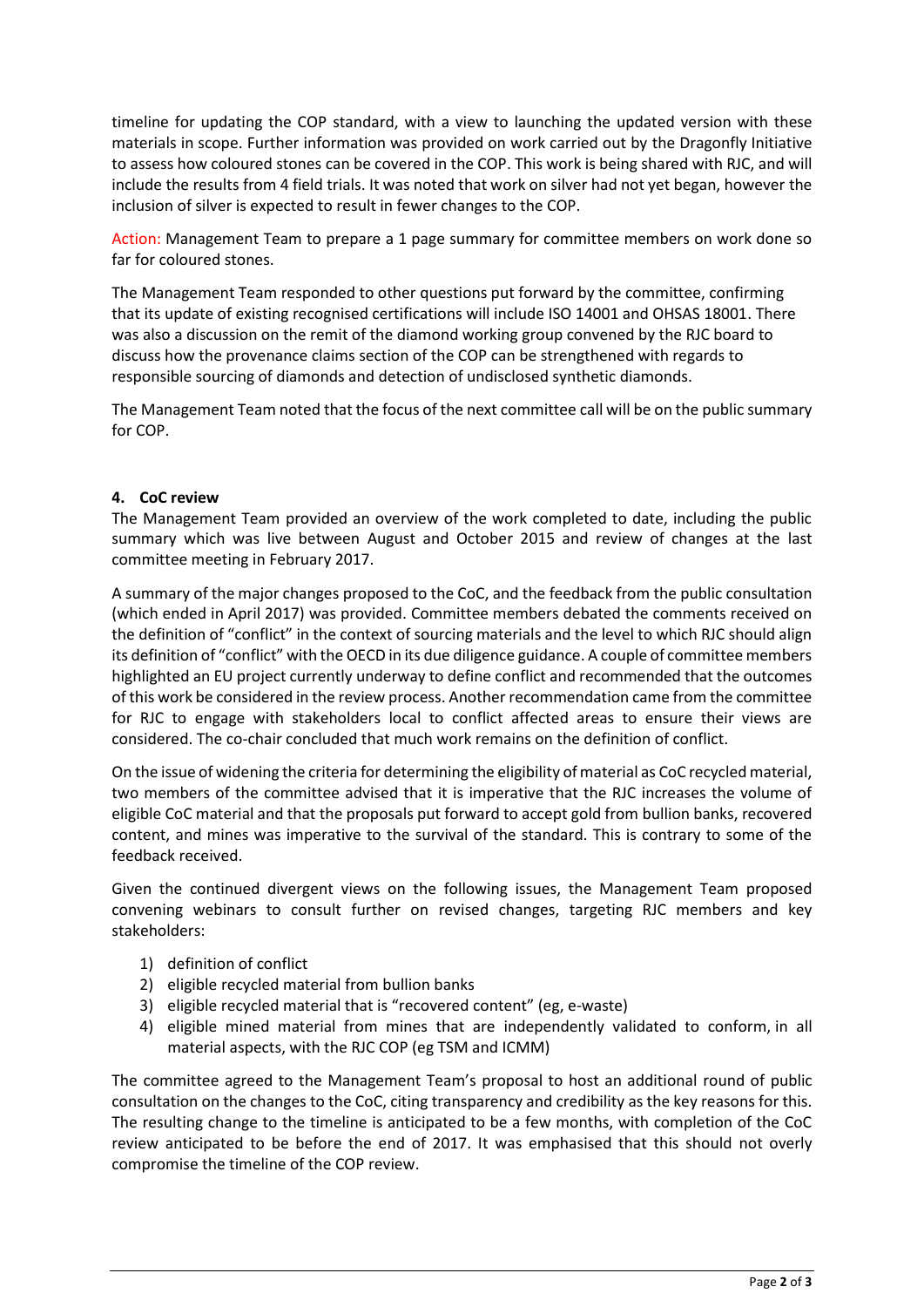timeline for updating the COP standard, with a view to launching the updated version with these materials in scope. Further information was provided on work carried out by the Dragonfly Initiative to assess how coloured stones can be covered in the COP. This work is being shared with RJC, and will include the results from 4 field trials. It was noted that work on silver had not yet began, however the inclusion of silver is expected to result in fewer changes to the COP.

Action: Management Team to prepare a 1 page summary for committee members on work done so far for coloured stones.

The Management Team responded to other questions put forward by the committee, confirming that its update of existing recognised certifications will include ISO 14001 and OHSAS 18001. There was also a discussion on the remit of the diamond working group convened by the RJC board to discuss how the provenance claims section of the COP can be strengthened with regards to responsible sourcing of diamonds and detection of undisclosed synthetic diamonds.

The Management Team noted that the focus of the next committee call will be on the public summary for COP.

**4. CoC review**

The Management Team provided an overview of the work completed to date, including the public summary which was live between August and October 2015 and review of changes at the last committee meeting in February 2017.

A summary of the major changes proposed to the CoC, and the feedback from the public consultation (which ended in April 2017) was provided. Committee members debated the comments received on the definition of "conflict" in the context of sourcing materials and the level to which RJC should align its definition of "conflict" with the OECD in its due diligence guidance. A couple of committee members highlighted an EU project currently underway to define conflict and recommended that the outcomes of this work be considered in the review process. Another recommendation came from the committee for RJC to engage with stakeholders local to conflict affected areas to ensure their views are considered. The co-chair concluded that much work remains on the definition of conflict.

On the issue of widening the criteria for determining the eligibility of material as CoC recycled material, two members of the committee advised that it is imperative that the RJC increases the volume of eligible CoC material and that the proposals put forward to accept gold from bullion banks, recovered content, and mines was imperative to the survival of the standard. This is contrary to some of the feedback received.

Given the continued divergent views on the following issues, the Management Team proposed convening webinars to consult further on revised changes, targeting RJC members and key stakeholders:

1) definition of conflict
2) eligible recycled material from bullion banks
3) eligible recycled material that is "recovered content" (eg, e-waste)
4) eligible mined material from mines that are independently validated to conform, in all material aspects, with the RJC COP (eg TSM and ICMM)

The committee agreed to the Management Team's proposal to host an additional round of public consultation on the changes to the CoC, citing transparency and credibility as the key reasons for this. The resulting change to the timeline is anticipated to be a few months, with completion of the CoC review anticipated to be before the end of 2017. It was emphasised that this should not overly compromise the timeline of the COP review.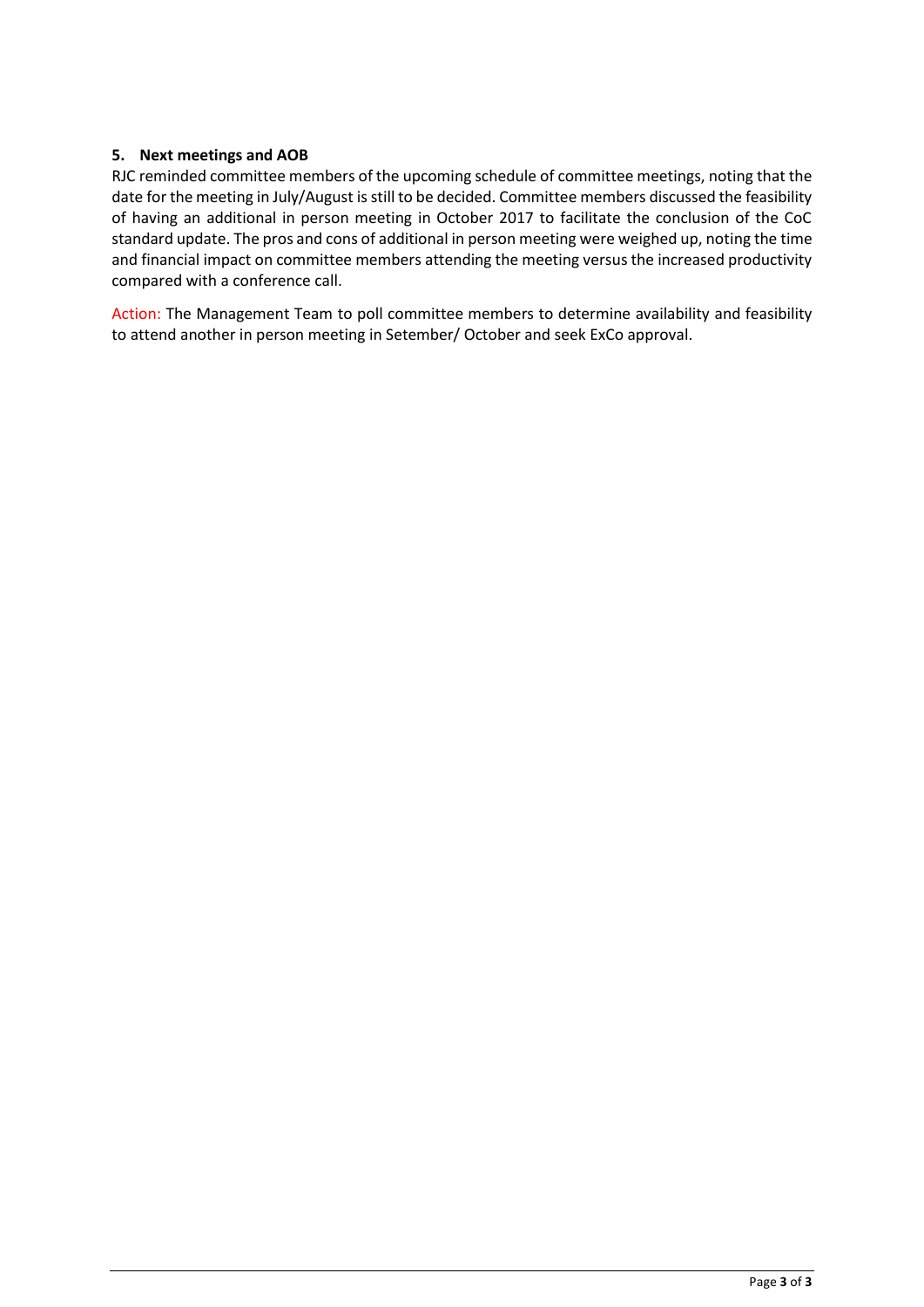### 5. Next meetings and AOB

RJC reminded committee members of the upcoming schedule of committee meetings, noting that the date for the meeting in July/August is still to be decided. Committee members discussed the feasibility of having an additional in person meeting in October 2017 to facilitate the conclusion of the CoC standard update. The pros and cons of additional in person meeting were weighed up, noting the time and financial impact on committee members attending the meeting versus the increased productivity compared with a conference call.

Action: The Management Team to poll committee members to determine availability and feasibility to attend another in person meeting in Setember/ October and seek ExCo approval.